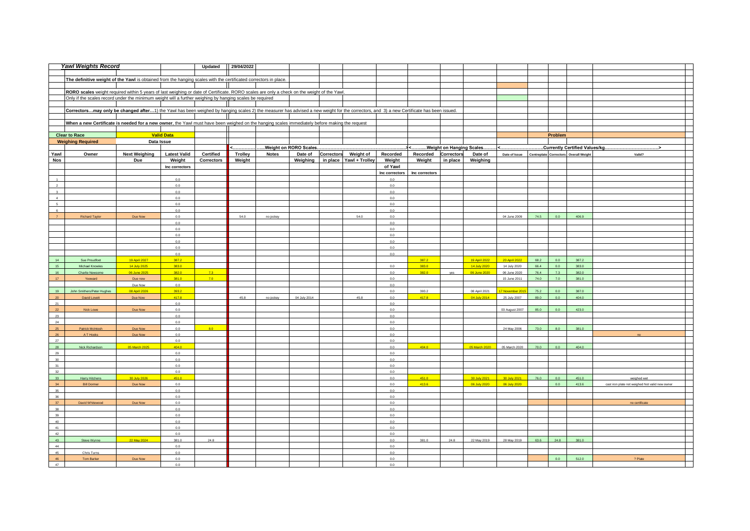## Yawl Weights Record

**Updated** 29/04/2022

**The definitive weight of the Yawl** is obtained from the hanging scales with the certificated correctors in place.

**RORO scales** weight required within 5 years of last weighing or date of Certificate. RORO scales are only a check on the weight of the Yawl.

Only if the scales record under the minimum weight will a further weighing by hanging scales be required

**Correctors…may only be changed after…**1) the Yawl has been weighed by hanging scales 2) the measurer has advised a new weight for the correctors, and 3) a new Certificate has been issued.

**When a new Certificate is needed for a new owner**, the Yawl must have been weighed on the hanging scales immediately before making the request

| **Clear to Race** | **Valid Data** | **Problem** |
|---|---|---|
| **Weighing Required** | **Data Issue** | |

| Yawl Nos | Owner | Next Weighing Due | Latest Valid Weight Inc correctors | Certified Correctors | <……………….Weight on RORO Scales Trolley Weight | Notes | Date of Weighing | Correctors in place | Weight of Yawl + Trolley | Recorded Weight of Yawl Inc correctors …………….> | <………..Weight on Hanging Scales Recorded Weight Inc correctors | Correctors in place | Date of Weighing ……..> | <…….Currently Certified Values/kg Date of Issue | Centreplate | Correctors | Overall Weight ……….> | Valid? |
|---|---|---|---|---|---|---|---|---|---|---|---|---|---|---|---|---|---|---|
| 1 | | | 0.0 | | | | | | | 0.0 | | | | | | | | |
| 2 | | | 0.0 | | | | | | | 0.0 | | | | | | | | |
| 3 | | | 0.0 | | | | | | | 0.0 | | | | | | | | |
| 4 | | | 0.0 | | | | | | | 0.0 | | | | | | | | |
| 5 | | | 0.0 | | | | | | | 0.0 | | | | | | | | |
| 6 | | | 0.0 | | | | | | | 0.0 | | | | | | | | |
| 7 | Richard Taylor | Due Now | 0.0 | | 54.0 | no jockey | | | 54.0 | 0.0 | | | | 04 June 2009 | 74.5 | 0.0 | 406.9 | |
| | | | 0.0 | | | | | | | 0.0 | | | | | | | | |
| | | | 0.0 | | | | | | | 0.0 | | | | | | | | |
| | | | 0.0 | | | | | | | 0.0 | | | | | | | | |
| | | | 0.0 | | | | | | | 0.0 | | | | | | | | |
| | | | 0.0 | | | | | | | 0.0 | | | | | | | | |
| | | | 0.0 | | | | | | | 0.0 | | | | | | | | |
| 14 | Sue Proudfoot | 19 April 2027 | 387.2 | | | | | | | | 387.2 | | 19 April 2022 | 20 April 2022 | 68.2 | 0.0 | 387.2 | |
| 15 | Michael Knowles | 14 July 2025 | 383.0 | | | | | | | 0.0 | 383.0 | | 14 July 2020 | 14 July 2020 | 66.4 | 0.0 | 383.0 | |
| 16 | Charlie Newsome | 06 June 2025 | 382.0 | 7.3 | | | | | | 0.0 | 382.0 | yes | 06 June 2020 | 06 June 2020 | 76.4 | 7.3 | 382.0 | |
| 17 | Yeoward | Due now | 381.0 | 7.0 | | | | | | 0.0 | | | | 15 June 2011 | 74.0 | 7.0 | 381.0 | |
| | | Due Now | 0.0 | | | | | | | 0.0 | | | | | | | | |
| 19 | John Smithers/Peter Hughes | 08 April 2026 | 393.2 | | | | | | | 0.0 | 393.2 | | 08 April 2021 | 17 November 2015 | 75.2 | 0.0 | 387.0 | |
| 20 | David Lovett | Due Now | 417.8 | | 45.8 | no jockey | 04 July 2014 | | 45.8 | 0.0 | 417.8 | | 04 July 2014 | 25 July 2007 | 89.0 | 0.0 | 404.0 | |
| 21 | | | 0.0 | | | | | | | 0.0 | | | | | | | | |
| 22 | Nick Lowe | Due Now | 0.0 | | | | | | | 0.0 | | | | 03 August 2007 | 85.0 | 0.0 | 423.0 | |
| 23 | | | 0.0 | | | | | | | 0.0 | | | | | | | | |
| 24 | | | 0.0 | | | | | | | 0.0 | | | | | | | | |
| 25 | Patrick McIntosh | Due Now | 0.0 | 8.0 | | | | | | 0.0 | | | | 24 May 2006 | 73.0 | 8.0 | 381.0 | |
| 26 | A T Hooks | Due Now | 0.0 | | | | | | | 0.0 | | | | | | | | no |
| 27 | | | 0.0 | | | | | | | 0.0 | | | | | | | | |
| 28 | Nick Richardson | 05 March 2025 | 404.0 | | | | | | | 0.0 | 404.0 | | 05 March 2020 | 05 March 2020 | 70.0 | 0.0 | 404.0 | |
| 29 | | | 0.0 | | | | | | | 0.0 | | | | | | | | |
| 30 | | | 0.0 | | | | | | | 0.0 | | | | | | | | |
| 31 | | | 0.0 | | | | | | | 0.0 | | | | | | | | |
| 32 | | | 0.0 | | | | | | | 0.0 | | | | | | | | |
| 33 | Harry Hitchens | 30 July 2026 | 451.0 | | | | | | | 0.0 | 451.0 | | 30 July 2021 | 30 July 2021 | 76.0 | 0.0 | 451.0 | weighed wet |
| 34 | Bill Dormer | Due Now | 0.0 | | | | | | | 0.0 | 413.6 | | 06 July 2020 | 06 July 2020 | | 0.0 | 413.6 | cast iron plate not weighed Not valid new owner |
| 35 | | | 0.0 | | | | | | | 0.0 | | | | | | | | |
| 36 | | | 0.0 | | | | | | | 0.0 | | | | | | | | |
| 37 | David Whitewood | Due Now | 0.0 | | | | | | | 0.0 | | | | | | | | no certificate |
| 38 | | | 0.0 | | | | | | | 0.0 | | | | | | | | |
| 39 | | | 0.0 | | | | | | | 0.0 | | | | | | | | |
| 40 | | | 0.0 | | | | | | | 0.0 | | | | | | | | |
| 41 | | | 0.0 | | | | | | | 0.0 | | | | | | | | |
| 42 | | | 0.0 | | | | | | | 0.0 | | | | | | | | |
| 43 | Steve Wynne | 22 May 2024 | 381.0 | 24.8 | | | | | | 0.0 | 381.0 | 24.8 | 22 May 2019 | 28 May 2019 | 63.6 | 24.8 | 381.0 | |
| 44 | | | 0.0 | | | | | | | 0.0 | | | | | | | | |
| 45 | Chris Turns | | 0.0 | | | | | | | 0.0 | | | | | | | | |
| 46 | Tom Barker | Due Now | 0.0 | | | | | | | 0.0 | | | | | | 0.0 | 512.0 | ? Plate |
| 47 | | | 0.0 | | | | | | | 0.0 | | | | | | | | |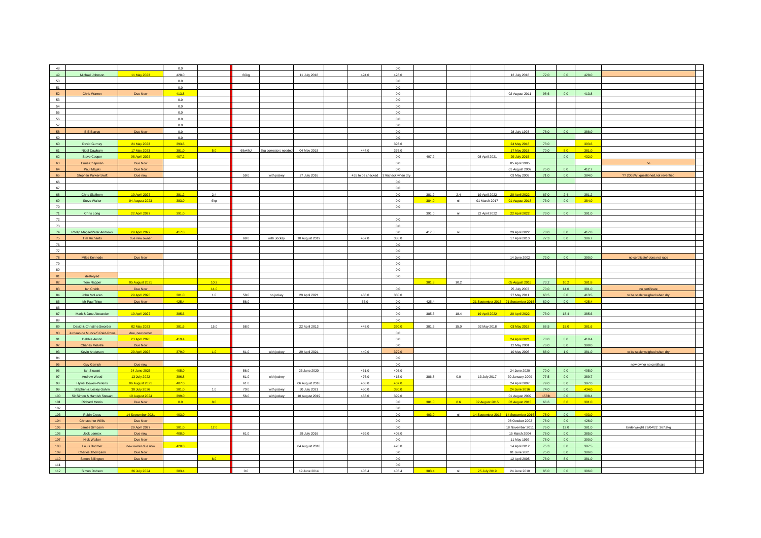| | | | | | | | | | | | | | | | | | | | |
|---|---|---|---|---|---|---|---|---|---|---|---|---|---|---|---|---|---|---|---|
| 48 | | | 0.0 | | | | | | | 0.0 | | | | | | | | | |
| 49 | Michael Johnson | 11 May 2023 | 428.0 | | 66kg | | 11 July 2018 | | 494.0 | 428.0 | | | | 12 July 2018 | 72.0 | 0.0 | 428.0 | | |
| 50 | | | 0.0 | | | | | | | 0.0 | | | | | | | | | |
| 51 | | | 0.0 | | | | | | | 0.0 | | | | | | | | | |
| 52 | Chris Warren | Due Now | 413.8 | | | | | | | 0.0 | | | | 02 August 2011 | 98.6 | 0.0 | 413.8 | | |
| 53 | | | 0.0 | | | | | | | 0.0 | | | | | | | | | |
| 54 | | | 0.0 | | | | | | | 0.0 | | | | | | | | | |
| 55 | | | 0.0 | | | | | | | 0.0 | | | | | | | | | |
| 56 | | | 0.0 | | | | | | | 0.0 | | | | | | | | | |
| 57 | | | 0.0 | | | | | | | 0.0 | | | | | | | | | |
| 58 | B E Barrett | Due Now | 0.0 | | | | | | | 0.0 | | | | 28 July 1993 | 78.0 | 0.0 | 388.0 | | |
| 59 | | | 0.0 | | | | | | | 0.0 | | | | | | | | | |
| 60 | David Gurney | 24 May 2023 | 393.6 | | | | | | | 393.6 | | | | 24 May 2018 | 73.0 | | 393.6 | | |
| 61 | Nigel Dawbarn | 17 May 2023 | 381.0 | 5.0 | 68withJ | 5kg correctors needed | 04 May 2018 | | 444.0 | 376.0 | | | | 17 May 2018 | 70.0 | 5.0 | 381.0 | | |
| 62 | Steve Cooper | 08 April 2026 | 407.2 | | | | | | | 0.0 | 407.2 | | 08 April 2021 | 29 July 2015 | | 0.0 | 432.0 | | |
| 63 | Ernie Chapman | Due Now | | | | | | | | 0.0 | | | | 05 April 1995 | | | | no | |
| 64 | Paul Majski | Due Now | | | | | | | | 0.0 | | | | 01 August 2009 | 75.0 | 0.0 | 412.7 | | |
| 65 | Stephen Parker-Swift | Due now | | | 59.0 | with jockey | 27 July 2016 | | 435 to be checked | 376check when dry | | | | 03 May 2003 | 71.0 | 0.0 | 384.0 | ?? 2008Wt questioned,not reverified | |
| 66 | | | | | | | | | | 0.0 | | | | | | | | | |
| 67 | | | | | | | | | | 0.0 | | | | | | | | | |
| 68 | Chris Skelhorn | 19 April 2027 | 381.2 | 2.4 | | | | | | 0.0 | 381.2 | 2.4 | 19 April 2022 | 20 April 2022 | 67.0 | 2.4 | 381.2 | | |
| 69 | Steve Walter | 04 August 2023 | 383.0 | 6kg | | | | | | 0.0 | 384.0 | nil | 01 March 2017 | 01 August 2018 | 73.0 | 0.0 | 384.0 | | |
| 70 | | | | | | | | | | 0.0 | | | | | | | | | |
| 71 | Chris Long | 22 April 2027 | 391.0 | | | | | | | | 391.0 | nil | 22 April 2022 | 22 April 2022 | 73.0 | 0.0 | 391.0 | | |
| 72 | | | | | | | | | | 0.0 | | | | | | | | | |
| 73 | | | | | | | | | | 0.0 | | | | | | | | | |
| 74 | Phillip Magee/Peter Andrews | 29 April 2027 | 417.8 | | | | | | | 0.0 | 417.8 | nil | | 29 April 2022 | 70.0 | 0.0 | 417.8 | | |
| 75 | Tim Richards | due new owner | | | 69.0 | with Jockey | 10 August 2019 | | 457.0 | 388.0 | | | | 17 April 2010 | 77.3 | 0.0 | 386.7 | | |
| 76 | | | | | | | | | | 0.0 | | | | | | | | | |
| 77 | | | | | | | | | | 0.0 | | | | | | | | | |
| 78 | Miles Kennedy | Due Now | | | | | | | | 0.0 | | | | 14 June 2002 | 72.0 | 0.0 | 390.0 | no certificate/ does not race | |
| 79 | | | | | | | | | | 0.0 | | | | | | | | | |
| 80 | | | | | | | | | | 0.0 | | | | | | | | | |
| 81 | destroyed | | | | | | | | | 0.0 | | | | | | | | | |
| 82 | Tom Napper | 05 August 2021 | | 10.2 | | | | | | | 381.8 | 10.2 | | 05 August 2016 | 73.2 | 10.2 | 381.8 | | |
| 83 | Ian Crabb | Due Now | | 14.0 | | | | | | 0.0 | | | | 25 July 2007 | 70.0 | 14.0 | 381.0 | no certificate | |
| 84 | John McLaren | 29 April 2026 | 381.0 | 1.0 | 58.0 | no jockey | 29 April 2021 | | 438.0 | 380.0 | | | | 27 May 2011 | 63.5 | 0.0 | 413.5 | to be scale weighed when dry | |
| 85 | Mr Paul Tripp | Due Now | 425.4 | | 56.0 | | | | 56.0 | 0.0 | 425.4 | | 21 September 2015 | 21 September 2015 | 80.0 | 0.0 | 425.4 | | |
| 86 | | | | | | | | | | 0.0 | | | | | | | | | |
| 87 | Mark & Jane Alexander | 19 April 2027 | 385.6 | | | | | | | 0.0 | 385.6 | 18.4 | 19 April 2022 | 20 April 2022 | 73.0 | 18.4 | 385.6 | | |
| 88 | | | | | | | | | | 0.0 | | | | | | | | | |
| 89 | David & Christine Sworder | 02 May 2023 | 381.6 | 15.0 | 58.0 | | 22 April 2013 | | 448.0 | 390.0 | 381.6 | 15.0 | 02 May 2018 | 03 May 2018 | 66.5 | 15.0 | 381.6 | | |
| 90 | Jurriaan de Munck/S Reid-Rowe | due, new owner | | | | | | | | 0.0 | | | | | | | | | |
| 91 | Debbie Austin | 23 April 2026 | 419.4 | | | | | | | 0.0 | | | | 24 April 2021 | 70.0 | 0.0 | 419.4 | | |
| 92 | Charles Melville | Due Now | | | | | | | | 0.0 | | | | 12 May 2001 | 76.0 | 0.0 | 399.0 | | |
| 93 | Kevin Anderson | 29 April 2026 | 379.0 | 1.0 | 61.0 | with jockey | 29 April 2021 | | 440.0 | 379.0 | | | | 10 May 2006 | 86.0 | 1.0 | 381.0 | to be scale weighed when dry | |
| 94 | | | | | | | | | | 0.0 | | | | | | | | | |
| 95 | Guy Gerrish | Due now | | | | | | | | 0.0 | | | | | | | | new owner no certificate | |
| 96 | Ian Stewart | 24 June 2025 | 405.0 | | 56.0 | | 23 June 2020 | | 461.0 | 405.0 | | | | 24 June 2020 | 70.0 | 0.0 | 405.0 | | |
| 97 | Andrew Wood | 13 July 2022 | 386.8 | | 61.0 | with jockey | | | 476.0 | 415.0 | 386.8 | 0.0 | 13 July 2017 | 30 January 2009 | 77.5 | 0.0 | 389.7 | | |
| 98 | Hywel Bowen-Perkins | 06 August 2021 | 407.0 | | 61.0 | | 06 August 2016 | | 468.0 | 407.0 | | | | 24 April 2007 | 79.0 | 0.0 | 397.0 | | |
| 99 | Stephen & Lesley Galvin | 30 July 2026 | 381.0 | 1.0 | 70.0 | with jockey | 30 July 2021 | | 450.0 | 380.0 | | | | 24 June 2016 | 74.0 | 0.0 | 434.0 | | |
| 100 | Sir Simon & Hamish Stewart | 10 August 2024 | 399.0 | | 56.0 | with jockey | 10 August 2019 | | 455.0 | 399.0 | | | | 01 August 2009 | 158lb | 0.0 | 398.4 | | |
| 101 | Richard Morris | Due Now | 0.0 | 8.6 | | | | | | 0.0 | 381.0 | 8.6 | 02 August 2015 | 02 August 2015 | 66.6 | 8.6 | 381.0 | | |
| 102 | | | | | | | | | | 0.0 | | | | | | | | | |
| 103 | Robin Cross | 14 September 2021 | 403.0 | | | | | | | 0.0 | 403.0 | nil | 14 September 2016 | 14 September 2016 | 75.0 | 0.0 | 403.0 | | |
| 104 | Christopher Willis | Due Now | | | | | | | | 0.0 | | | | 08 October 2002 | 76.0 | 0.0 | 426.0 | | |
| 105 | James Simpson | 29 April 2027 | 381.0 | 12.0 | | | | | | 0.0 | | | | 18 November 2011 | 75.0 | 12.0 | 381.0 | Underweight 29/04/22 367.8kg | |
| 106 | Jock Lennox | Due now | 408.0 | | 61.0 | | 29 July 2016 | | 469.0 | 408.0 | | | | 15 March 2004 | 76.0 | 0.0 | 385.0 | | |
| 107 | Nick Walker | Due Now | | | | | | | | 0.0 | | | | 11 May 1992 | 76.0 | 0.0 | 390.0 | | |
| 108 | Louis Bodmer | new owner due now | 420.0 | | | | 04 August 2018 | | | 420.0 | | | | 14 April 2012 | 75.3 | 0.0 | 397.5 | | |
| 109 | Charles Thompson | Due Now | | | | | | | | 0.0 | | | | 01 June 2001 | 75.0 | 0.0 | 386.0 | | |
| 110 | Simon Billington | Due Now | | 8.0 | | | | | | 0.0 | | | | 12 April 2005 | 76.0 | 8.0 | 381.0 | | |
| 111 | | | | | | | | | | 0.0 | | | | | | | | | |
| 112 | Simon Dobson | 26 July 2024 | 383.4 | | 0.0 | | 19 June 2014 | | 405.4 | 405.4 | 383.4 | nil | 25 July 2019 | 24 June 2010 | 85.0 | 0.0 | 396.0 | | |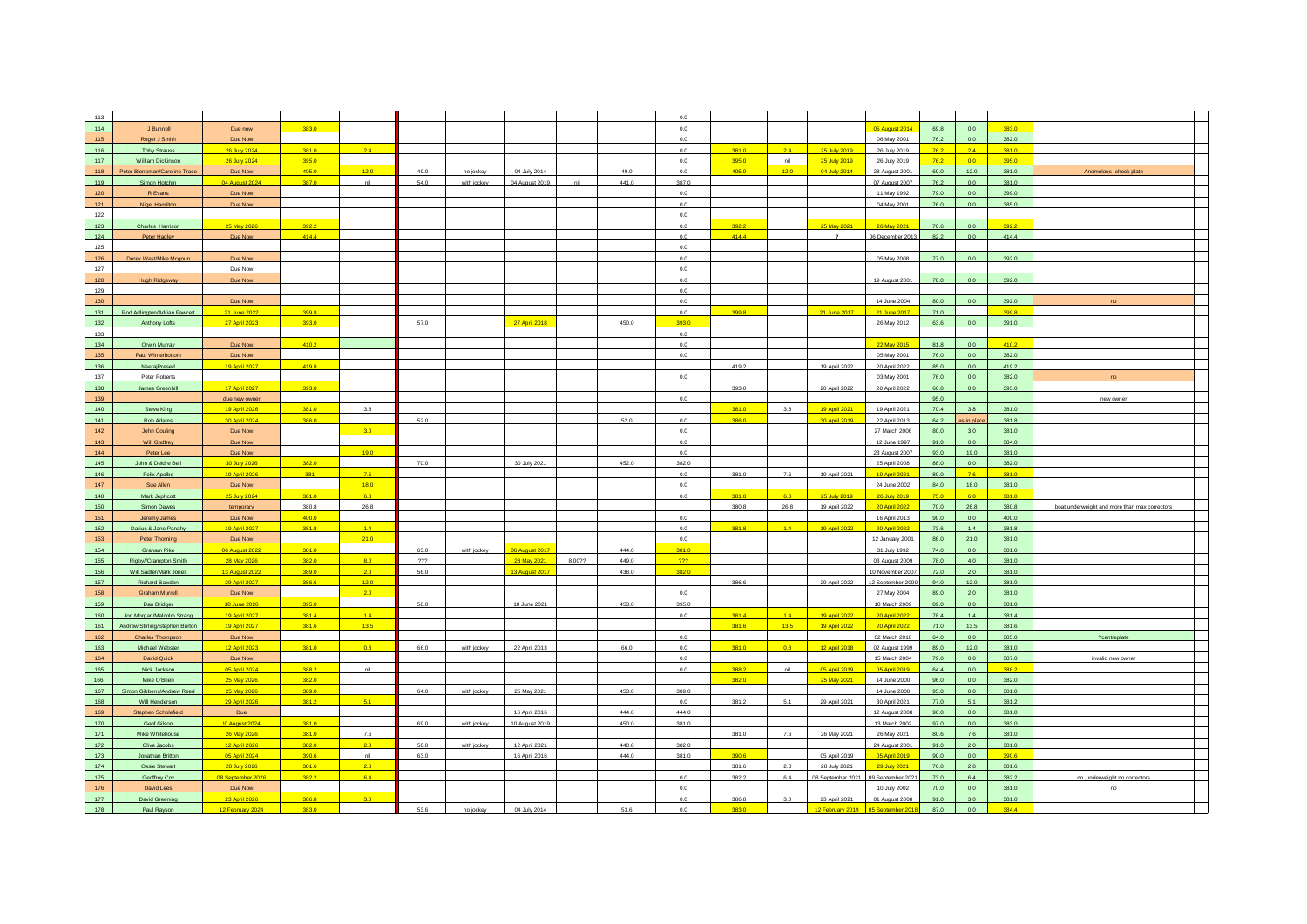| | | | | | | | | | | | | | | | | | | |
|---|---|---|---|---|---|---|---|---|---|---|---|---|---|---|---|---|---|---|
| 113 | | | | | | | | | | 0.0 | | | | | | | | |
| 114 | J Bunnell | Due now | 383.0 | | | | | | | 0.0 | | | | 05 August 2014 | 69.8 | 0.0 | 383.0 | |
| 115 | Roger J Smith | Due Now | | | | | | | | 0.0 | | | | 06 May 2001 | 76.2 | 0.0 | 382.0 | |
| 116 | Toby Strauss | 26 July 2024 | 381.0 | 2.4 | | | | | | 0.0 | 381.0 | 2.4 | 25 July 2019 | 26 July 2019 | 76.2 | 2.4 | 381.0 | |
| 117 | William Dickinson | 26 July 2024 | 395.0 | | | | | | | 0.0 | 395.0 | nil | 25 July 2019 | 26 July 2019 | 76.2 | 0.0 | 395.0 | |
| 118 | Peter Bieneman/Caroline Trace | Due Now | 405.0 | 12.0 | 49.0 | no jockey | 04 July 2014 | | 49.0 | 0.0 | 405.0 | 12.0 | 04 July 2014 | 28 August 2001 | 69.0 | 12.0 | 381.0 | Anomolous- check plate |
| 119 | Simon Hotchin | 04 August 2024 | 387.0 | nil | 54.0 | with jockey | 04 August 2019 | nil | 441.0 | 387.0 | | | | 07 August 2007 | 76.2 | 0.0 | 381.0 | |
| 120 | R Evans | Due Now | | | | | | | | 0.0 | | | | 11 May 1992 | 79.0 | 0.0 | 399.0 | |
| 121 | Nigel Hamilton | Due Now | | | | | | | | 0.0 | | | | 04 May 2001 | 76.0 | 0.0 | 385.0 | |
| 122 | | | | | | | | | | 0.0 | | | | | | | | |
| 123 | Charles Harrison | 25 May 2026 | 392.2 | | | | | | | 0.0 | 392.2 | | 25 May 2021 | 26 May 2021 | 70.6 | 0.0 | 392.2 | |
| 124 | Peter Hadley | Due Now | 414.4 | | | | | | | 0.0 | 414.4 | | ? | 06 December 2013 | 82.2 | 0.0 | 414.4 | |
| 125 | | | | | | | | | | 0.0 | | | | | | | | |
| 126 | Derek West/Mike Mcgoun | Due Now | | | | | | | | 0.0 | | | | 05 May 2008 | 77.0 | 0.0 | 392.0 | |
| 127 | | Due Now | | | | | | | | 0.0 | | | | | | | | |
| 128 | Hugh Ridgeway | Due Now | | | | | | | | 0.0 | | | | 19 August 2001 | 78.0 | 0.0 | 392.0 | |
| 129 | | | | | | | | | | 0.0 | | | | | | | | |
| 130 | | Due Now | | | | | | | | 0.0 | | | | 14 June 2004 | 80.0 | 0.0 | 392.0 | no |
| 131 | Rod Adlington/Adrian Fawcett | 21 June 2022 | 399.8 | | | | | | | 0.0 | 399.8 | | 21 June 2017 | 21 June 2017 | 71.0 | | 399.8 | |
| 132 | Anthony Lofts | 27 April 2023 | 393.0 | | 57.0 | | 27 April 2018 | | 450.0 | 393.0 | | | | 26 May 2012 | 63.6 | 0.0 | 391.0 | |
| 133 | | | | | | | | | | 0.0 | | | | | | | | |
| 134 | Orwin Murray | Due Now | 410.2 | | | | | | | 0.0 | | | | 22 May 2015 | 81.8 | 0.0 | 410.2 | |
| 135 | Paul Winterbottom | Due Now | | | | | | | | 0.0 | | | | 05 May 2001 | 76.0 | 0.0 | 382.0 | |
| 136 | NeerajPresad | 19 April 2027 | 419.8 | | | | | | | | 419.2 | | 19 April 2022 | 20 April 2022 | 85.0 | 0.0 | 419.2 | |
| 137 | Peter Roberts | | | | | | | | | 0.0 | | | | 03 May 2001 | 76.0 | 0.0 | 382.0 | no |
| 138 | James Greenhill | 17 April 2027 | 393.0 | | | | | | | | 393.0 | | 20 April 2022 | 20 April 2022 | 66.0 | 0.0 | 393.0 | |
| 139 | | due new owner | | | | | | | | 0.0 | | | | | 95.0 | | | new owner |
| 140 | Steve King | 19 April 2026 | 381.0 | 3.8 | | | | | | | 381.0 | 3.8 | 19 April 2021 | 19 April 2021 | 70.4 | 3.8 | 381.0 | |
| 141 | Rob Adams | 30 April 2024 | 386.0 | | 52.0 | | | | 52.0 | 0.0 | 386.0 | | 30 April 2019 | 22 April 2013 | 64.2 | as in place | 381.8 | |
| 142 | John Couling | Due Now | | 3.0 | | | | | | 0.0 | | | | 27 March 2006 | 80.0 | 3.0 | 381.0 | |
| 143 | Will Godfrey | Due Now | | | | | | | | 0.0 | | | | 12 June 1997 | 91.0 | 0.0 | 384.0 | |
| 144 | Peter Lee | Due Now | | 19.0 | | | | | | 0.0 | | | | 23 August 2007 | 93.0 | 19.0 | 381.0 | |
| 145 | John & Deidre Bell | 30 July 2026 | 382.0 | | 70.0 | | 30 July 2021 | | 452.0 | 382.0 | | | | 25 April 2008 | 88.0 | 0.0 | 382.0 | |
| 146 | Felix Apelbe | 19 April 2026 | 381 | 7.6 | | | | | | 0.0 | 381.0 | 7.6 | 19 April 2021 | 19 April 2021 | 80.0 | 7.6 | 381.0 | |
| 147 | Sue Allen | Due Now | | 18.0 | | | | | | 0.0 | | | | 24 June 2002 | 84.0 | 18.0 | 381.0 | |
| 148 | Mark Jephcott | 25 July 2024 | 381.0 | 6.8 | | | | | | 0.0 | 381.0 | 6.8 | 25 July 2019 | 26 July 2019 | 75.0 | 6.8 | 381.0 | |
| 150 | Simon Dawes | temporary | 380.8 | 26.8 | | | | | | | 380.8 | 26.8 | 19 April 2022 | 20 April 2022 | 70.0 | 26.8 | 380.8 | boat underweight and more than max correctors |
| 151 | Jeremy James | Due Now | 400.0 | | | | | | | 0.0 | | | | 16 April 2013 | 90.0 | 0.0 | 400.0 | |
| 152 | Darius & Jane Panahy | 19 April 2027 | 381.8 | 1.4 | | | | | | 0.0 | 381.8 | 1.4 | 19 April 2022 | 20 April 2022 | 73.6 | 1.4 | 381.8 | |
| 153 | Peter Thorning | Due Now | | 21.0 | | | | | | 0.0 | | | | 12 January 2001 | 86.0 | 21.0 | 381.0 | |
| 154 | Graham Pike | 06 August 2022 | 381.0 | | 63.0 | with jockey | 06 August 2017 | | 444.0 | 381.0 | | | | 31 July 1992 | 74.0 | 0.0 | 381.0 | |
| 155 | Rigby/Crampton Smith | 28 May 2026 | 382.0 | 8.0 | ??? | | 28 May 2021 | 8.0?? | 449.0 | ??? | | | | 03 August 2009 | 78.0 | 4.0 | 381.0 | |
| 156 | Will Sadler/Mark Jones | 13 August 2022 | 389.0 | 2.0 | 56.0 | | 13 August 2017 | | 438.0 | 382.0 | | | | 10 November 2007 | 72.0 | 2.0 | 381.0 | |
| 157 | Richard Bawden | 29 April 2027 | 386.6 | 12.0 | | | | | | | 386.6 | | 29 April 2022 | 12 September 2009 | 94.0 | 12.0 | 381.0 | |
| 158 | Graham Murrell | Due Now | | 2.0 | | | | | | 0.0 | | | | 27 May 2004 | 89.0 | 2.0 | 381.0 | |
| 159 | Dan Bridger | 18 June 2026 | 395.0 | | 58.0 | | 18 June 2021 | | 453.0 | 395.0 | | | | 18 March 2009 | 89.0 | 0.0 | 381.0 | |
| 160 | Jon Morgan/Malcolm Strang | 19 April 2027 | 381.4 | 1.4 | | | | | | 0.0 | 381.4 | 1.4 | 19 April 2022 | 20 April 2022 | 78.4 | 1.4 | 381.4 | |
| 161 | Andrew Stirling/Stephen Burton | 19 April 2027 | 381.6 | 13.5 | | | | | | | 381.6 | 13.5 | 19 April 2022 | 20 April 2022 | 71.0 | 13.5 | 381.6 | |
| 162 | Charles Thompson | Due Now | | | | | | | | 0.0 | | | | 02 March 2010 | 64.0 | 0.0 | 385.0 | ?centreplate |
| 163 | Michael Webster | 12 April 2023 | 381.0 | 0.8 | 66.0 | with jockey | 22 April 2013 | | 66.0 | 0.0 | 381.0 | 0.8 | 12 April 2018 | 02 August 1999 | 89.0 | 12.0 | 381.0 | |
| 164 | David Quick | Due Now | | | | | | | | 0.0 | | | | 15 March 2004 | 79.0 | 0.0 | 387.0 | invalid new owner |
| 165 | Nick Jackson | 05 April 2024 | 388.2 | nil | | | | | | 0.0 | 388.2 | nil | 05 April 2019 | 05 April 2019 | 64.4 | 0.0 | 388.2 | |
| 166 | Mike O'Brien | 25 May 2026 | 382.0 | | | | | | | | 382.0 | | 25 May 2021 | 14 June 2000 | 96.0 | 0.0 | 382.0 | |
| 167 | Simon Gibbens/Andrew Reed | 25 May 2026 | 389.0 | | 64.0 | with jockey | 25 May 2021 | | 453.0 | 389.0 | | | | 14 June 2000 | 95.0 | 0.0 | 381.0 | |
| 168 | Will Henderson | 29 April 2026 | 381.2 | 5.1 | | | | | | 0.0 | 381.2 | 5.1 | 29 April 2021 | 30 April 2021 | 77.0 | 5.1 | 381.2 | |
| 169 | Stephen Scholefield | Due | | | | | 16 April 2016 | | 444.0 | 444.0 | | | | 12 August 2008 | 96.0 | 0.0 | 381.0 | |
| 170 | Geof Gilson | !0 August 2024 | 381.0 | | 69.0 | with jockey | 10 August 2019 | | 450.0 | 381.0 | | | | 13 March 2002 | 97.0 | 0.0 | 383.0 | |
| 171 | Mike Whitehouse | 26 May 2026 | 381.0 | 7.6 | | | | | | | 381.0 | 7.6 | 26 May 2021 | 26 May 2021 | 80.6 | 7.6 | 381.0 | |
| 172 | Clive Jacobs | 12 April 2026 | 382.0 | 2.0 | 58.0 | with jockey | 12 April 2021 | | 440.0 | 382.0 | | | | 24 August 2001 | 91.0 | 2.0 | 381.0 | |
| 173 | Jonathan Britton | 05 April 2024 | 390.6 | nil | 63.0 | | 16 April 2016 | | 444.0 | 381.0 | 390.6 | | 05 April 2019 | 05 April 2019 | 90.0 | 0.0 | 390.6 | |
| 174 | Ossie Stewart | 28 July 2026 | 381.6 | 2.8 | | | | | | | 381.6 | 2.8 | 28 July 2021 | 29 July 2021 | 76.0 | 2.8 | 381.6 | |
| 175 | Geoffrey Cox | 08 September 2026 | 382.2 | 6.4 | | | | | | 0.0 | 382.2 | 6.4 | 08 September 2021 | 09 September 2021 | 73.0 | 6.4 | 382.2 | no ,underweight no correctors |
| 176 | David Lees | Due Now | | | | | | | | 0.0 | | | | 10 July 2002 | 70.0 | 0.0 | 381.0 | no |
| 177 | David Greening | 23 April 2026 | 386.8 | 3.0 | | | | | | 0.0 | 386.8 | 3.0 | 23 April 2021 | 01 August 2008 | 91.0 | 3.0 | 381.0 | |
| 178 | Paul Rayson | 12 February 2024 | 383.0 | | 53.6 | no jockey | 04 July 2014 | | 53.6 | 0.0 | 383.0 | | 12 February 2019 | 05 September 2018 | 87.0 | 0.0 | 384.4 | |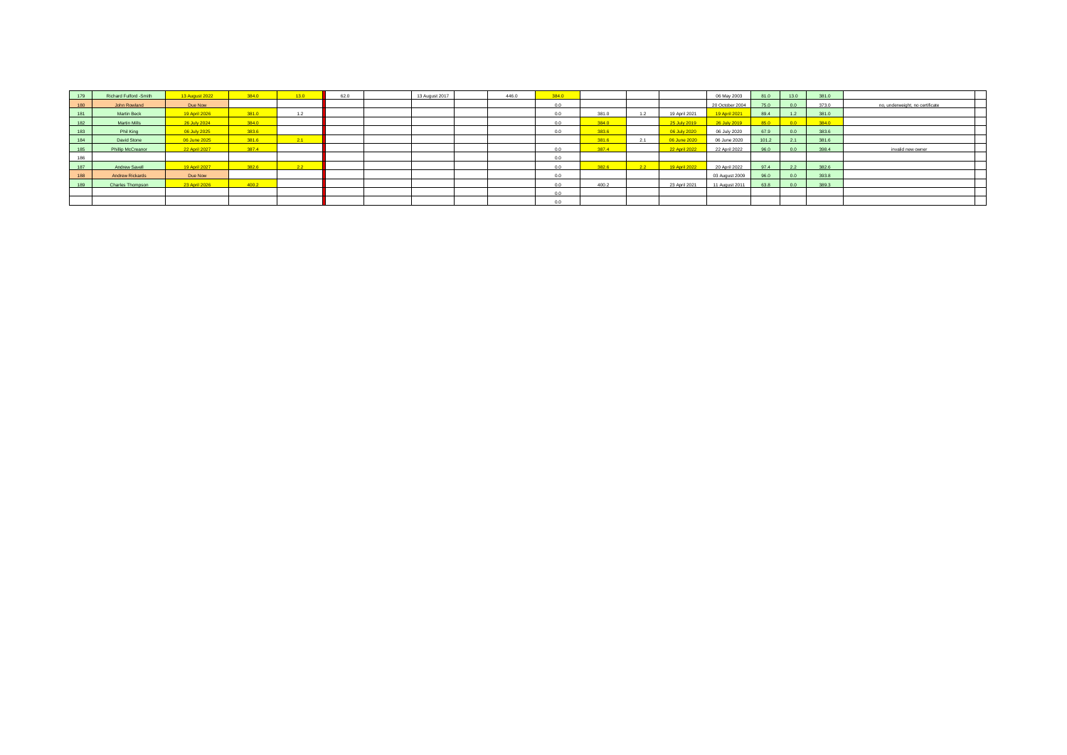| | | | | | | | | | | | | | | | | | | | |
|---|---|---|---|---|---|---|---|---|---|---|---|---|---|---|---|---|---|---|---|
| 179 | Richard Fulford -Smith | 13 August 2022 | 384.0 | 13.0 | 62.0 | | 13 August 2017 | | 446.0 | 384.0 | | | | 06 May 2003 | 81.0 | 13.0 | 381.0 | | |
| 180 | John Rowland | Due Now | | | | | | | | 0.0 | | | | 20 October 2004 | 75.0 | 0.0 | 373.0 | no, underweight, no certificate | |
| 181 | Martin Beck | 19 April 2026 | 381.0 | 1.2 | | | | | | 0.0 | 381.0 | 1.2 | 19 April 2021 | 19 April 2021 | 89.4 | 1.2 | 381.0 | | |
| 182 | Martin Mills | 26 July 2024 | 384.0 | | | | | | | 0.0 | 384.0 | | 25 July 2019 | 26 July 2019 | 85.0 | 0.0 | 384.0 | | |
| 183 | Phil King | 06 July 2025 | 383.6 | | | | | | | 0.0 | 383.6 | | 06 July 2020 | 06 July 2020 | 67.9 | 0.0 | 383.6 | | |
| 184 | David Stone | 06 June 2025 | 381.6 | 2.1 | | | | | | | 381.6 | 2.1 | 06 June 2020 | 06 June 2020 | 101.2 | 2.1 | 381.6 | | |
| 185 | Phillip McCreanor | 22 April 2027 | 387.4 | | | | | | | 0.0 | 387.4 | | 22 April 2022 | 22 April 2022 | 96.0 | 0.0 | 398.4 | invalid new owner | |
| 186 | | | | | | | | | | 0.0 | | | | | | | | | |
| 187 | Andrew Savell | 19 April 2027 | 382.6 | 2.2 | | | | | | 0.0 | 382.6 | 2.2 | 19 April 2022 | 20 April 2022 | 97.4 | 2.2 | 382.6 | | |
| 188 | Andrew Rickards | Due Now | | | | | | | | 0.0 | | | | 03 August 2009 | 96.0 | 0.0 | 393.8 | | |
| 189 | Charles Thompson | 23 April 2026 | 400.2 | | | | | | | 0.0 | 400.2 | | 23 April 2021 | 11 August 2011 | 63.8 | 0.0 | 389.3 | | |
| | | | | | | | | | | 0.0 | | | | | | | | | |
| | | | | | | | | | | 0.0 | | | | | | | | | |